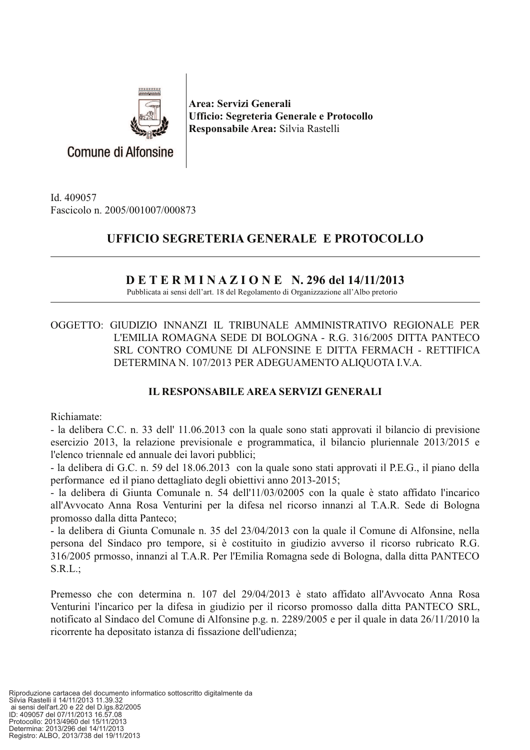Comune di Alfonsine

**Area: Servizi Generali**
**Ufficio: Segreteria Generale e Protocollo**
**Responsabile Area:** Silvia Rastelli

Id. 409057
Fascicolo n. 2005/001007/000873

## UFFICIO SEGRETERIA GENERALE E PROTOCOLLO

## D E T E R M I N A Z I O N E N. 296 del 14/11/2013

Pubblicata ai sensi dell'art. 18 del Regolamento di Organizzazione all'Albo pretorio

OGGETTO: GIUDIZIO INNANZI IL TRIBUNALE AMMINISTRATIVO REGIONALE PER L'EMILIA ROMAGNA SEDE DI BOLOGNA - R.G. 316/2005 DITTA PANTECO SRL CONTRO COMUNE DI ALFONSINE E DITTA FERMACH - RETTIFICA DETERMINA N. 107/2013 PER ADEGUAMENTO ALIQUOTA I.V.A.

### IL RESPONSABILE AREA SERVIZI GENERALI

Richiamate:
- la delibera C.C. n. 33 dell' 11.06.2013 con la quale sono stati approvati il bilancio di previsione esercizio 2013, la relazione previsionale e programmatica, il bilancio pluriennale 2013/2015 e l'elenco triennale ed annuale dei lavori pubblici;
- la delibera di G.C. n. 59 del 18.06.2013 con la quale sono stati approvati il P.E.G., il piano della performance ed il piano dettagliato degli obiettivi anno 2013-2015;
- la delibera di Giunta Comunale n. 54 dell'11/03/02005 con la quale è stato affidato l'incarico all'Avvocato Anna Rosa Venturini per la difesa nel ricorso innanzi al T.A.R. Sede di Bologna promosso dalla ditta Panteco;
- la delibera di Giunta Comunale n. 35 del 23/04/2013 con la quale il Comune di Alfonsine, nella persona del Sindaco pro tempore, si è costituito in giudizio avverso il ricorso rubricato R.G. 316/2005 prmosso, innanzi al T.A.R. Per l'Emilia Romagna sede di Bologna, dalla ditta PANTECO S.R.L.;

Premesso che con determina n. 107 del 29/04/2013 è stato affidato all'Avvocato Anna Rosa Venturini l'incarico per la difesa in giudizio per il ricorso promosso dalla ditta PANTECO SRL, notificato al Sindaco del Comune di Alfonsine p.g. n. 2289/2005 e per il quale in data 26/11/2010 la ricorrente ha depositato istanza di fissazione dell'udienza;

Riproduzione cartacea del documento informatico sottoscritto digitalmente da
Silvia Rastelli il 14/11/2013 11.39.32
ai sensi dell'art.20 e 22 del D.lgs.82/2005
ID: 409057 del 07/11/2013 16.57.08
Protocollo: 2013/4960 del 15/11/2013
Determina: 2013/296 del 14/11/2013
Registro: ALBO, 2013/738 del 19/11/2013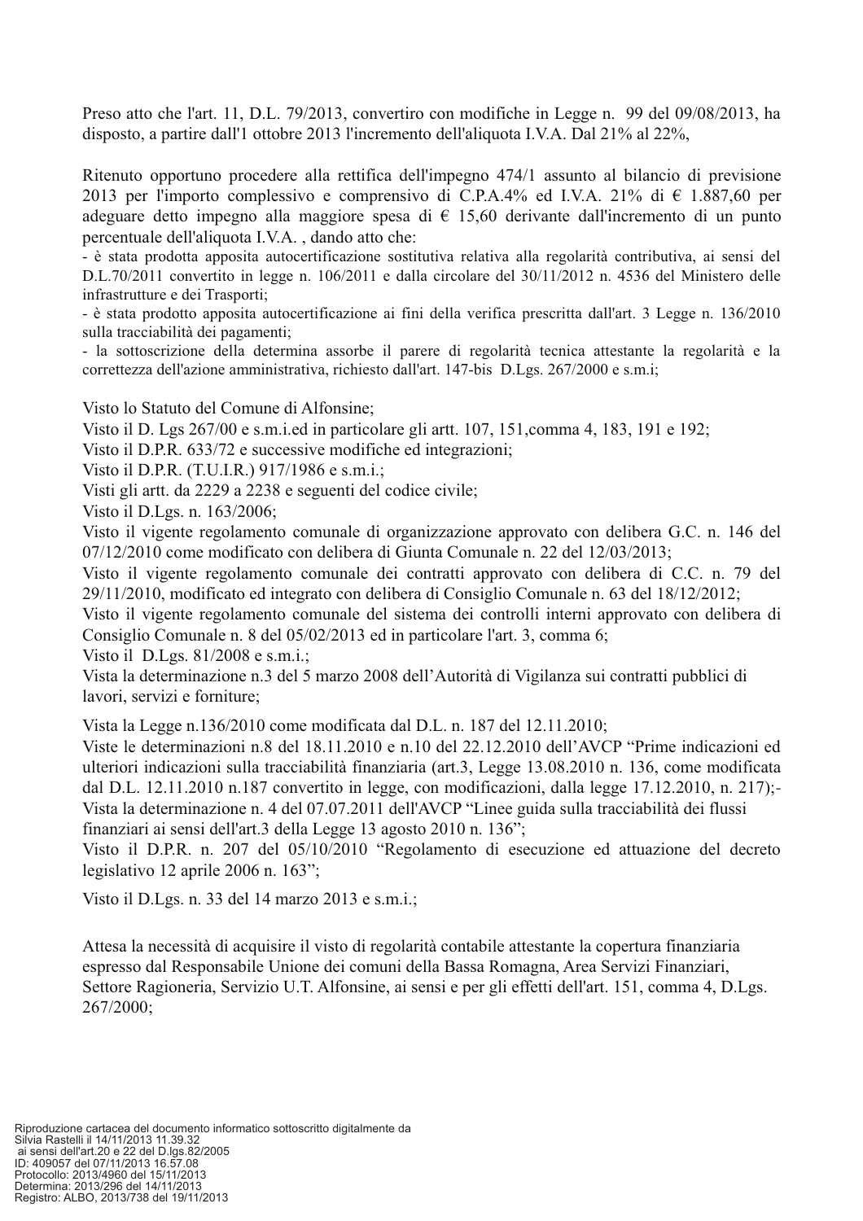Preso atto che l'art. 11, D.L. 79/2013, convertiro con modifiche in Legge n. 99 del 09/08/2013, ha disposto, a partire dall'1 ottobre 2013 l'incremento dell'aliquota I.V.A. Dal 21% al 22%,

Ritenuto opportuno procedere alla rettifica dell'impegno 474/1 assunto al bilancio di previsione 2013 per l'importo complessivo e comprensivo di C.P.A.4% ed I.V.A. 21% di € 1.887,60 per adeguare detto impegno alla maggiore spesa di € 15,60 derivante dall'incremento di un punto percentuale dell'aliquota I.V.A. , dando atto che:

- è stata prodotta apposita autocertificazione sostitutiva relativa alla regolarità contributiva, ai sensi del D.L.70/2011 convertito in legge n. 106/2011 e dalla circolare del 30/11/2012 n. 4536 del Ministero delle infrastrutture e dei Trasporti;
- è stata prodotto apposita autocertificazione ai fini della verifica prescritta dall'art. 3 Legge n. 136/2010 sulla tracciabilità dei pagamenti;
- la sottoscrizione della determina assorbe il parere di regolarità tecnica attestante la regolarità e la correttezza dell'azione amministrativa, richiesto dall'art. 147-bis D.Lgs. 267/2000 e s.m.i;

Visto lo Statuto del Comune di Alfonsine;
Visto il D. Lgs 267/00 e s.m.i.ed in particolare gli artt. 107, 151,comma 4, 183, 191 e 192;
Visto il D.P.R. 633/72 e successive modifiche ed integrazioni;
Visto il D.P.R. (T.U.I.R.) 917/1986 e s.m.i.;
Visti gli artt. da 2229 a 2238 e seguenti del codice civile;
Visto il D.Lgs. n. 163/2006;
Visto il vigente regolamento comunale di organizzazione approvato con delibera G.C. n. 146 del 07/12/2010 come modificato con delibera di Giunta Comunale n. 22 del 12/03/2013;
Visto il vigente regolamento comunale dei contratti approvato con delibera di C.C. n. 79 del 29/11/2010, modificato ed integrato con delibera di Consiglio Comunale n. 63 del 18/12/2012;
Visto il vigente regolamento comunale del sistema dei controlli interni approvato con delibera di Consiglio Comunale n. 8 del 05/02/2013 ed in particolare l'art. 3, comma 6;
Visto il D.Lgs. 81/2008 e s.m.i.;
Vista la determinazione n.3 del 5 marzo 2008 dell'Autorità di Vigilanza sui contratti pubblici di lavori, servizi e forniture;

Vista la Legge n.136/2010 come modificata dal D.L. n. 187 del 12.11.2010;
Viste le determinazioni n.8 del 18.11.2010 e n.10 del 22.12.2010 dell'AVCP "Prime indicazioni ed ulteriori indicazioni sulla tracciabilità finanziaria (art.3, Legge 13.08.2010 n. 136, come modificata dal D.L. 12.11.2010 n.187 convertito in legge, con modificazioni, dalla legge 17.12.2010, n. 217);-
Vista la determinazione n. 4 del 07.07.2011 dell'AVCP "Linee guida sulla tracciabilità dei flussi finanziari ai sensi dell'art.3 della Legge 13 agosto 2010 n. 136";
Visto il D.P.R. n. 207 del 05/10/2010 "Regolamento di esecuzione ed attuazione del decreto legislativo 12 aprile 2006 n. 163";

Visto il D.Lgs. n. 33 del 14 marzo 2013 e s.m.i.;

Attesa la necessità di acquisire il visto di regolarità contabile attestante la copertura finanziaria espresso dal Responsabile Unione dei comuni della Bassa Romagna, Area Servizi Finanziari, Settore Ragioneria, Servizio U.T. Alfonsine, ai sensi e per gli effetti dell'art. 151, comma 4, D.Lgs. 267/2000;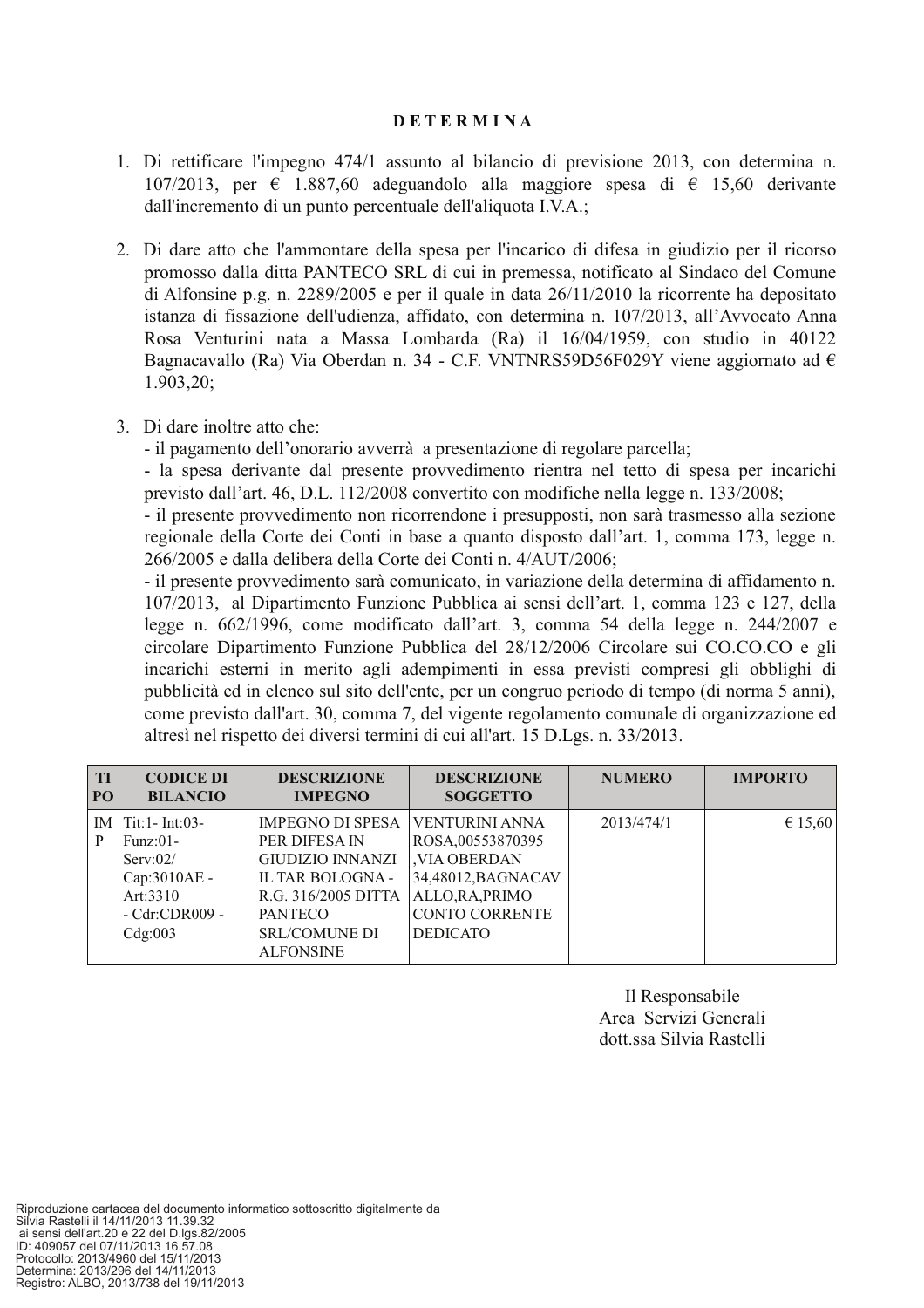**D E T E R M I N A**

1. Di rettificare l'impegno 474/1 assunto al bilancio di previsione 2013, con determina n. 107/2013, per € 1.887,60 adeguandolo alla maggiore spesa di € 15,60 derivante dall'incremento di un punto percentuale dell'aliquota I.V.A.;

2. Di dare atto che l'ammontare della spesa per l'incarico di difesa in giudizio per il ricorso promosso dalla ditta PANTECO SRL di cui in premessa, notificato al Sindaco del Comune di Alfonsine p.g. n. 2289/2005 e per il quale in data 26/11/2010 la ricorrente ha depositato istanza di fissazione dell'udienza, affidato, con determina n. 107/2013, all'Avvocato Anna Rosa Venturini nata a Massa Lombarda (Ra) il 16/04/1959, con studio in 40122 Bagnacavallo (Ra) Via Oberdan n. 34 - C.F. VNTNRS59D56F029Y viene aggiornato ad € 1.903,20;

3. Di dare inoltre atto che:
   - il pagamento dell'onorario avverrà a presentazione di regolare parcella;
   - la spesa derivante dal presente provvedimento rientra nel tetto di spesa per incarichi previsto dall'art. 46, D.L. 112/2008 convertito con modifiche nella legge n. 133/2008;
   - il presente provvedimento non ricorrendone i presupposti, non sarà trasmesso alla sezione regionale della Corte dei Conti in base a quanto disposto dall'art. 1, comma 173, legge n. 266/2005 e dalla delibera della Corte dei Conti n. 4/AUT/2006;
   - il presente provvedimento sarà comunicato, in variazione della determina di affidamento n. 107/2013, al Dipartimento Funzione Pubblica ai sensi dell'art. 1, comma 123 e 127, della legge n. 662/1996, come modificato dall'art. 3, comma 54 della legge n. 244/2007 e circolare Dipartimento Funzione Pubblica del 28/12/2006 Circolare sui CO.CO.CO e gli incarichi esterni in merito agli adempimenti in essa previsti compresi gli obblighi di pubblicità ed in elenco sul sito dell'ente, per un congruo periodo di tempo (di norma 5 anni), come previsto dall'art. 30, comma 7, del vigente regolamento comunale di organizzazione ed altresì nel rispetto dei diversi termini di cui all'art. 15 D.Lgs. n. 33/2013.

| TIPO | CODICE DI BILANCIO | DESCRIZIONE IMPEGNO | DESCRIZIONE SOGGETTO | NUMERO | IMPORTO |
|---|---|---|---|---|---|
| IMP | Tit:1- Int:03- Funz:01- Serv:02/ Cap:3010AE - Art:3310 - Cdr:CDR009 - Cdg:003 | IMPEGNO DI SPESA PER DIFESA IN GIUDIZIO INNANZI IL TAR BOLOGNA - R.G. 316/2005 DITTA PANTECO SRL/COMUNE DI ALFONSINE | VENTURINI ANNA ROSA,00553870395 ,VIA OBERDAN 34,48012,BAGNACAVALLO,RA,PRIMO CONTO CORRENTE DEDICATO | 2013/474/1 | € 15,60 |

Il Responsabile
Area Servizi Generali
dott.ssa Silvia Rastelli

Riproduzione cartacea del documento informatico sottoscritto digitalmente da
Silvia Rastelli il 14/11/2013 11.39.32
ai sensi dell'art.20 e 22 del D.lgs.82/2005
ID: 409057 del 07/11/2013 16.57.08
Protocollo: 2013/4960 del 15/11/2013
Determina: 2013/296 del 14/11/2013
Registro: ALBO, 2013/738 del 19/11/2013